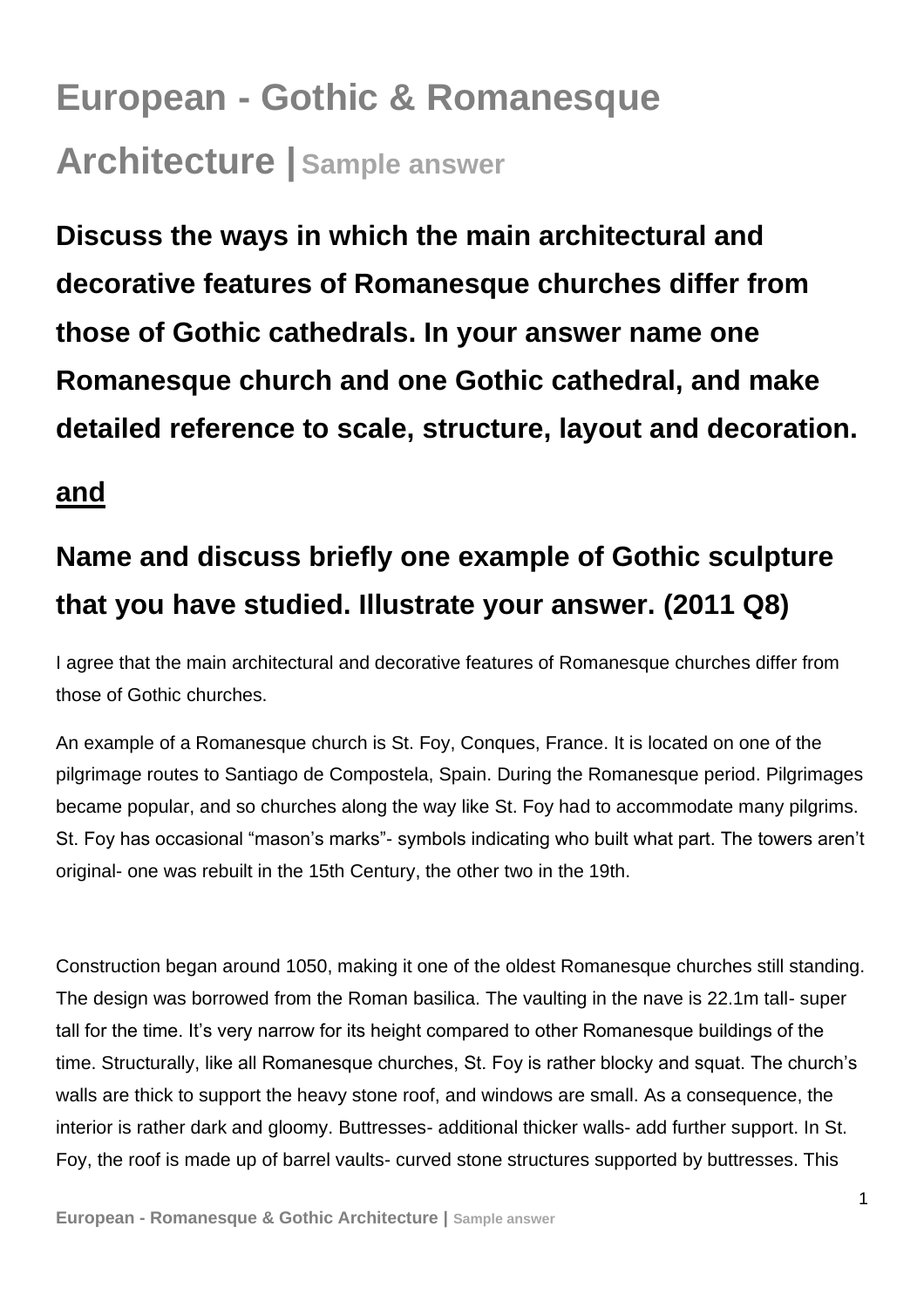# European - Gothic & Romanesque Architecture | Sample answer

## Discuss the ways in which the main architectural and decorative features of Romanesque churches differ from those of Gothic cathedrals. In your answer name one Romanesque church and one Gothic cathedral, and make detailed reference to scale, structure, layout and decoration.

## <u>and</u>

## Name and discuss briefly one example of Gothic sculpture that you have studied. Illustrate your answer. (2011 Q8)

I agree that the main architectural and decorative features of Romanesque churches differ from those of Gothic churches.

An example of a Romanesque church is St. Foy, Conques, France. It is located on one of the pilgrimage routes to Santiago de Compostela, Spain. During the Romanesque period. Pilgrimages became popular, and so churches along the way like St. Foy had to accommodate many pilgrims. St. Foy has occasional "mason's marks"- symbols indicating who built what part. The towers aren't original- one was rebuilt in the 15th Century, the other two in the 19th.

Construction began around 1050, making it one of the oldest Romanesque churches still standing. The design was borrowed from the Roman basilica. The vaulting in the nave is 22.1m tall- super tall for the time. It's very narrow for its height compared to other Romanesque buildings of the time. Structurally, like all Romanesque churches, St. Foy is rather blocky and squat. The church's walls are thick to support the heavy stone roof, and windows are small. As a consequence, the interior is rather dark and gloomy. Buttresses- additional thicker walls- add further support. In St. Foy, the roof is made up of barrel vaults- curved stone structures supported by buttresses. This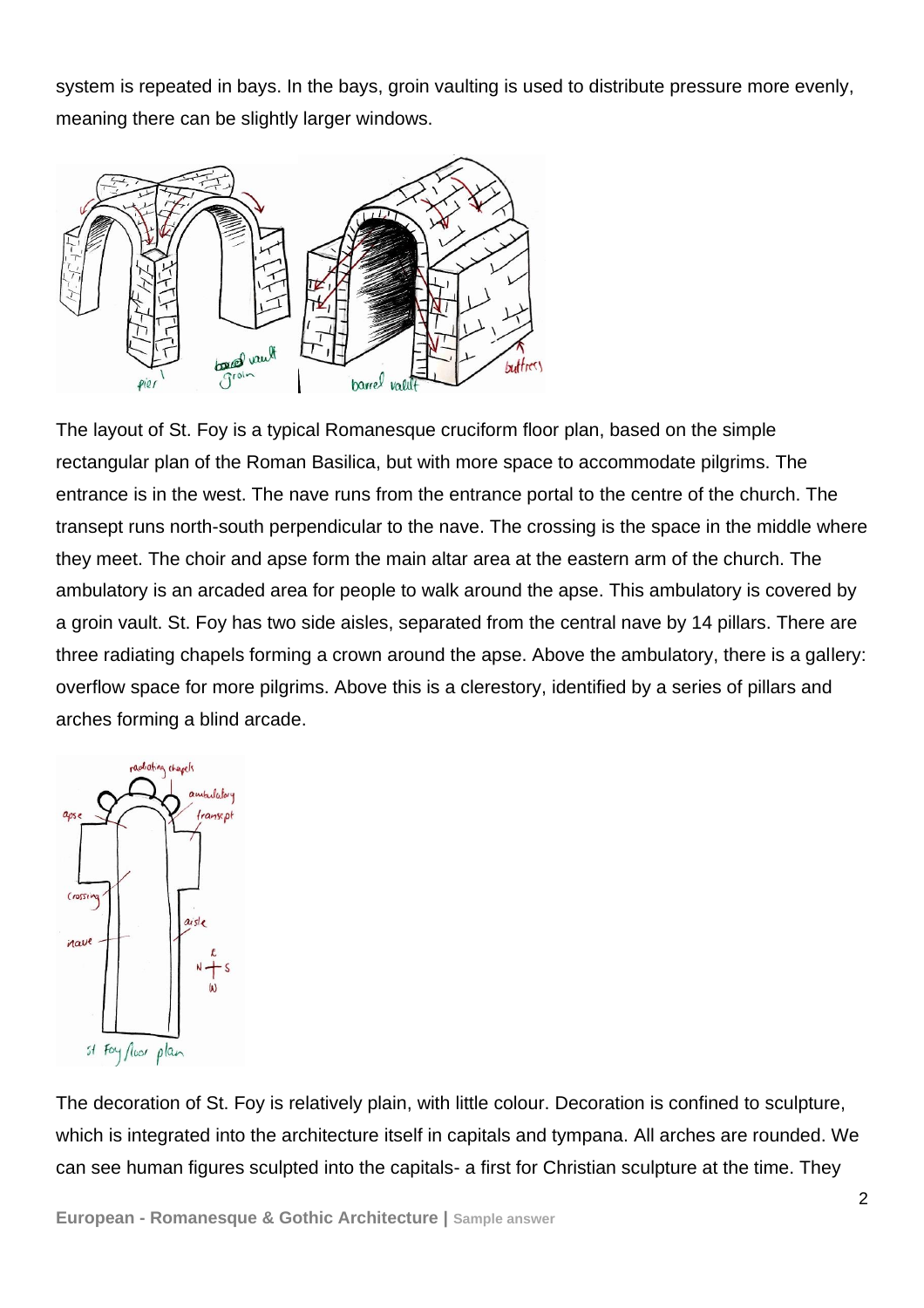system is repeated in bays. In the bays, groin vaulting is used to distribute pressure more evenly, meaning there can be slightly larger windows.

The layout of St. Foy is a typical Romanesque cruciform floor plan, based on the simple rectangular plan of the Roman Basilica, but with more space to accommodate pilgrims. The entrance is in the west. The nave runs from the entrance portal to the centre of the church. The transept runs north-south perpendicular to the nave. The crossing is the space in the middle where they meet. The choir and apse form the main altar area at the eastern arm of the church. The ambulatory is an arcaded area for people to walk around the apse. This ambulatory is covered by a groin vault. St. Foy has two side aisles, separated from the central nave by 14 pillars. There are three radiating chapels forming a crown around the apse. Above the ambulatory, there is a gallery: overflow space for more pilgrims. Above this is a clerestory, identified by a series of pillars and arches forming a blind arcade.

The decoration of St. Foy is relatively plain, with little colour. Decoration is confined to sculpture, which is integrated into the architecture itself in capitals and tympana. All arches are rounded. We can see human figures sculpted into the capitals- a first for Christian sculpture at the time. They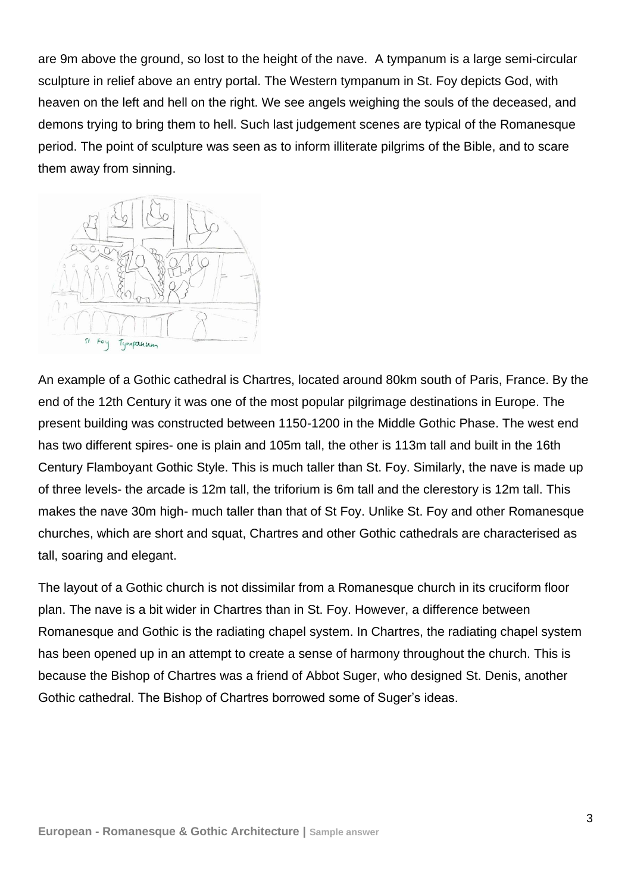are 9m above the ground, so lost to the height of the nave. A tympanum is a large semi-circular sculpture in relief above an entry portal. The Western tympanum in St. Foy depicts God, with heaven on the left and hell on the right. We see angels weighing the souls of the deceased, and demons trying to bring them to hell. Such last judgement scenes are typical of the Romanesque period. The point of sculpture was seen as to inform illiterate pilgrims of the Bible, and to scare them away from sinning.

St Foy Tympanum

An example of a Gothic cathedral is Chartres, located around 80km south of Paris, France. By the end of the 12th Century it was one of the most popular pilgrimage destinations in Europe. The present building was constructed between 1150-1200 in the Middle Gothic Phase. The west end has two different spires- one is plain and 105m tall, the other is 113m tall and built in the 16th Century Flamboyant Gothic Style. This is much taller than St. Foy. Similarly, the nave is made up of three levels- the arcade is 12m tall, the triforium is 6m tall and the clerestory is 12m tall. This makes the nave 30m high- much taller than that of St Foy. Unlike St. Foy and other Romanesque churches, which are short and squat, Chartres and other Gothic cathedrals are characterised as tall, soaring and elegant.

The layout of a Gothic church is not dissimilar from a Romanesque church in its cruciform floor plan. The nave is a bit wider in Chartres than in St. Foy. However, a difference between Romanesque and Gothic is the radiating chapel system. In Chartres, the radiating chapel system has been opened up in an attempt to create a sense of harmony throughout the church. This is because the Bishop of Chartres was a friend of Abbot Suger, who designed St. Denis, another Gothic cathedral. The Bishop of Chartres borrowed some of Suger's ideas.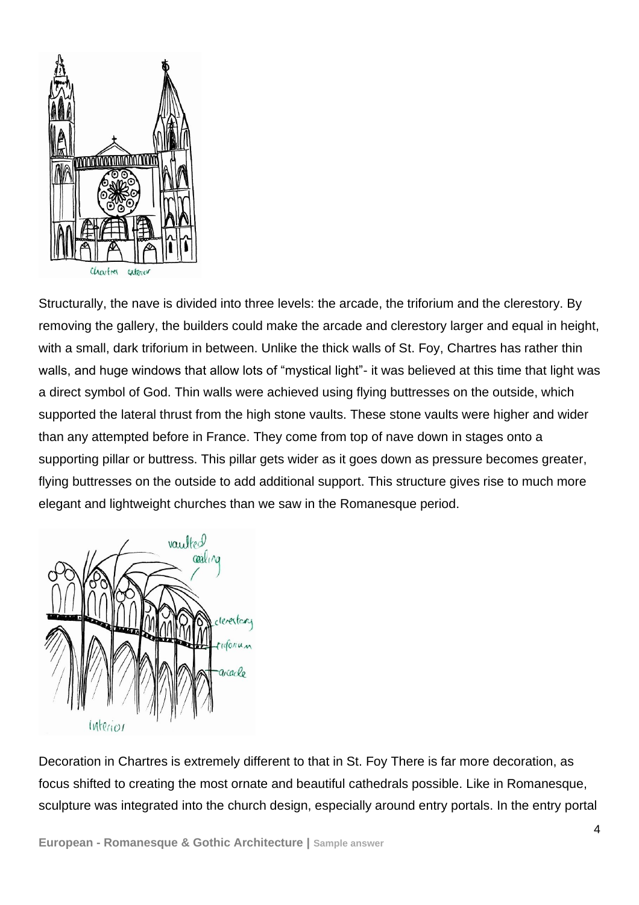Structurally, the nave is divided into three levels: the arcade, the triforium and the clerestory. By removing the gallery, the builders could make the arcade and clerestory larger and equal in height, with a small, dark triforium in between. Unlike the thick walls of St. Foy, Chartres has rather thin walls, and huge windows that allow lots of "mystical light"- it was believed at this time that light was a direct symbol of God. Thin walls were achieved using flying buttresses on the outside, which supported the lateral thrust from the high stone vaults. These stone vaults were higher and wider than any attempted before in France. They come from top of nave down in stages onto a supporting pillar or buttress. This pillar gets wider as it goes down as pressure becomes greater, flying buttresses on the outside to add additional support. This structure gives rise to much more elegant and lightweight churches than we saw in the Romanesque period.

Decoration in Chartres is extremely different to that in St. Foy There is far more decoration, as focus shifted to creating the most ornate and beautiful cathedrals possible. Like in Romanesque, sculpture was integrated into the church design, especially around entry portals. In the entry portal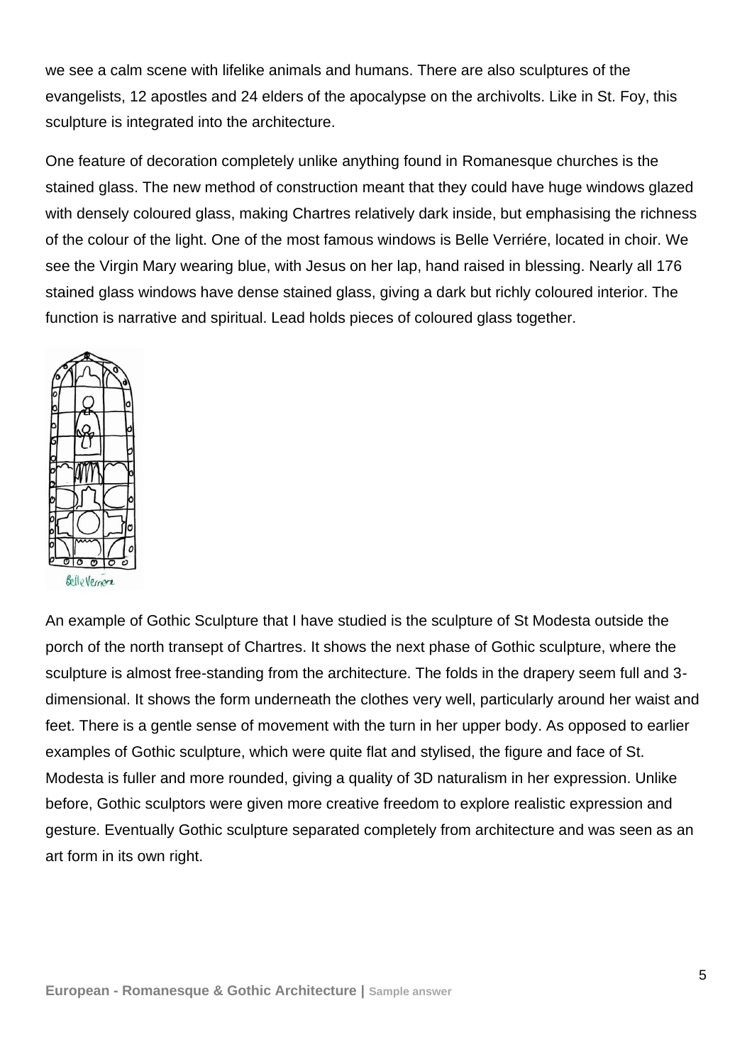we see a calm scene with lifelike animals and humans. There are also sculptures of the evangelists, 12 apostles and 24 elders of the apocalypse on the archivolts. Like in St. Foy, this sculpture is integrated into the architecture.

One feature of decoration completely unlike anything found in Romanesque churches is the stained glass. The new method of construction meant that they could have huge windows glazed with densely coloured glass, making Chartres relatively dark inside, but emphasising the richness of the colour of the light. One of the most famous windows is Belle Verriére, located in choir. We see the Virgin Mary wearing blue, with Jesus on her lap, hand raised in blessing. Nearly all 176 stained glass windows have dense stained glass, giving a dark but richly coloured interior. The function is narrative and spiritual. Lead holds pieces of coloured glass together.

Belle Verriere

An example of Gothic Sculpture that I have studied is the sculpture of St Modesta outside the porch of the north transept of Chartres. It shows the next phase of Gothic sculpture, where the sculpture is almost free-standing from the architecture. The folds in the drapery seem full and 3-dimensional. It shows the form underneath the clothes very well, particularly around her waist and feet. There is a gentle sense of movement with the turn in her upper body. As opposed to earlier examples of Gothic sculpture, which were quite flat and stylised, the figure and face of St. Modesta is fuller and more rounded, giving a quality of 3D naturalism in her expression. Unlike before, Gothic sculptors were given more creative freedom to explore realistic expression and gesture. Eventually Gothic sculpture separated completely from architecture and was seen as an art form in its own right.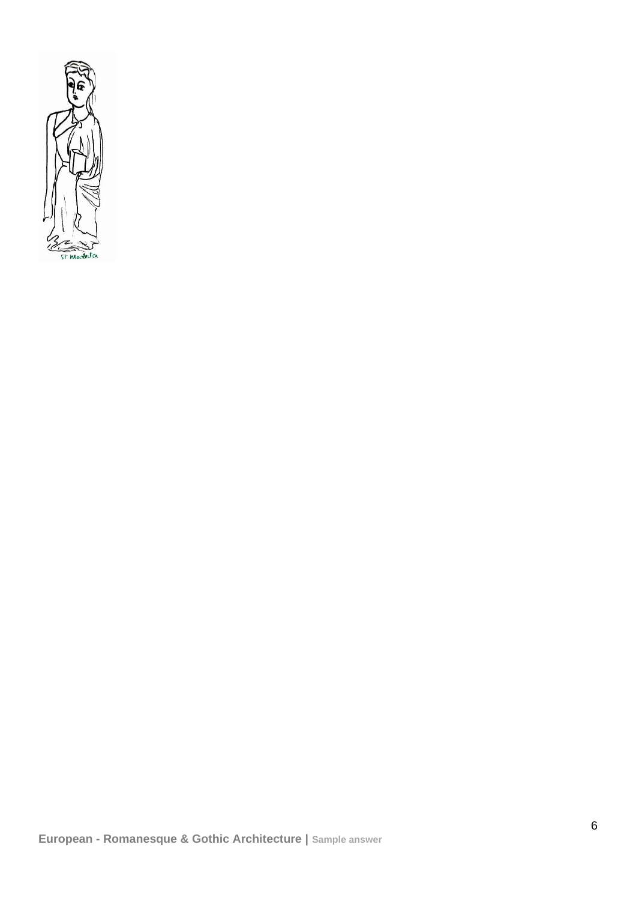St Modesta